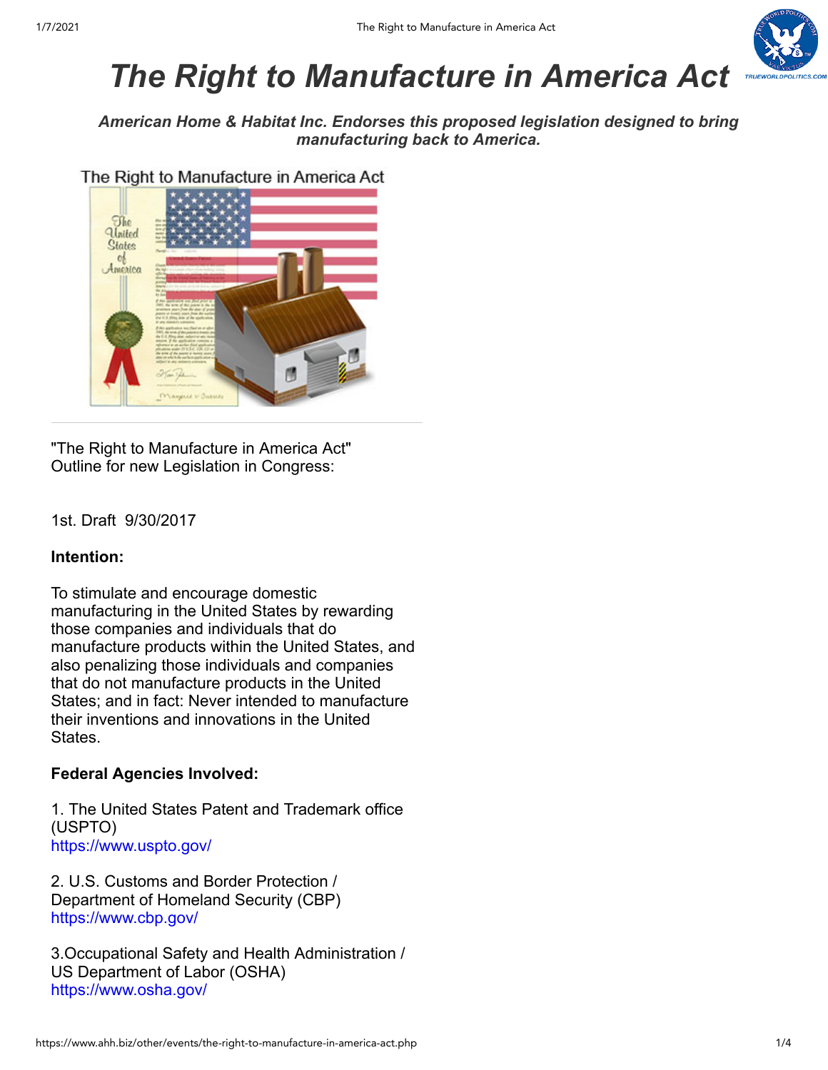# The Right to Manufacture in America Act

***American Home & Habitat Inc. Endorses this proposed legislation designed to bring manufacturing back to America.***

The Right to Manufacture in America Act

"The Right to Manufacture in America Act"
Outline for new Legislation in Congress:

1st. Draft 9/30/2017

**Intention:**

To stimulate and encourage domestic manufacturing in the United States by rewarding those companies and individuals that do manufacture products within the United States, and also penalizing those individuals and companies that do not manufacture products in the United States; and in fact: Never intended to manufacture their inventions and innovations in the United States.

**Federal Agencies Involved:**

1. The United States Patent and Trademark office (USPTO)
https://www.uspto.gov/

2. U.S. Customs and Border Protection / Department of Homeland Security (CBP)
https://www.cbp.gov/

3.Occupational Safety and Health Administration / US Department of Labor (OSHA)
https://www.osha.gov/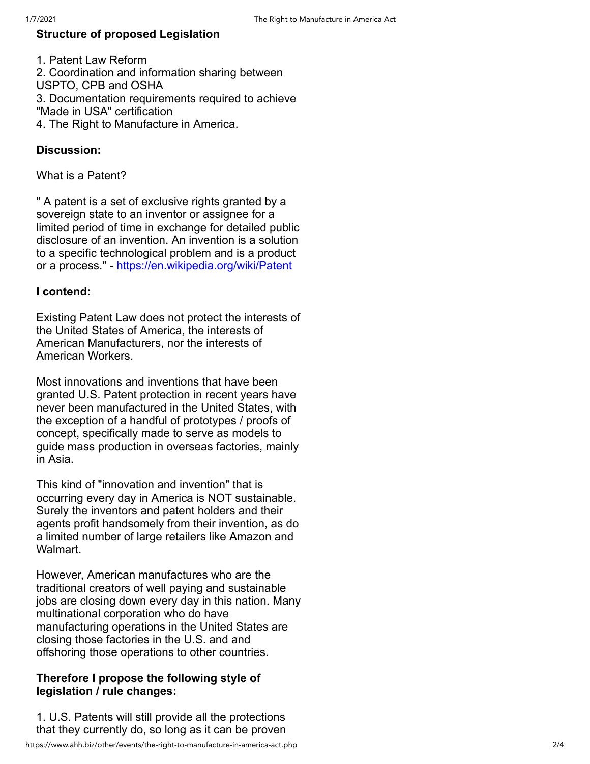### Structure of proposed Legislation

1. Patent Law Reform
2. Coordination and information sharing between USPTO, CPB and OSHA
3. Documentation requirements required to achieve "Made in USA" certification
4. The Right to Manufacture in America.

### Discussion:

What is a Patent?

" A patent is a set of exclusive rights granted by a sovereign state to an inventor or assignee for a limited period of time in exchange for detailed public disclosure of an invention. An invention is a solution to a specific technological problem and is a product or a process." - https://en.wikipedia.org/wiki/Patent

### I contend:

Existing Patent Law does not protect the interests of the United States of America, the interests of American Manufacturers, nor the interests of American Workers.

Most innovations and inventions that have been granted U.S. Patent protection in recent years have never been manufactured in the United States, with the exception of a handful of prototypes / proofs of concept, specifically made to serve as models to guide mass production in overseas factories, mainly in Asia.

This kind of "innovation and invention" that is occurring every day in America is NOT sustainable. Surely the inventors and patent holders and their agents profit handsomely from their invention, as do a limited number of large retailers like Amazon and Walmart.

However, American manufactures who are the traditional creators of well paying and sustainable jobs are closing down every day in this nation. Many multinational corporation who do have manufacturing operations in the United States are closing those factories in the U.S. and and offshoring those operations to other countries.

### Therefore I propose the following style of legislation / rule changes:

1. U.S. Patents will still provide all the protections that they currently do, so long as it can be proven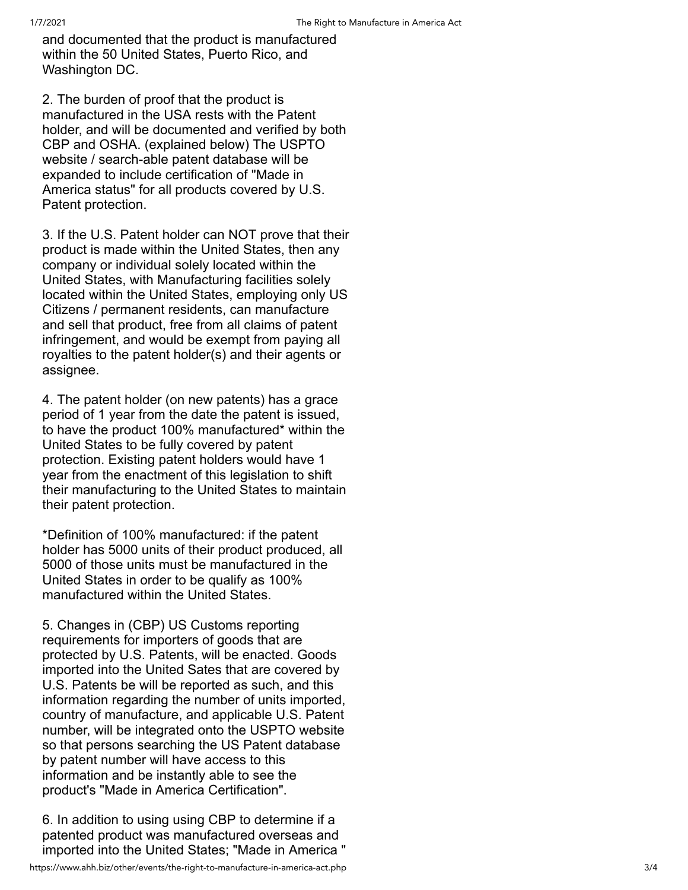and documented that the product is manufactured within the 50 United States, Puerto Rico, and Washington DC.

2. The burden of proof that the product is manufactured in the USA rests with the Patent holder, and will be documented and verified by both CBP and OSHA. (explained below) The USPTO website / search-able patent database will be expanded to include certification of "Made in America status" for all products covered by U.S. Patent protection.

3. If the U.S. Patent holder can NOT prove that their product is made within the United States, then any company or individual solely located within the United States, with Manufacturing facilities solely located within the United States, employing only US Citizens / permanent residents, can manufacture and sell that product, free from all claims of patent infringement, and would be exempt from paying all royalties to the patent holder(s) and their agents or assignee.

4. The patent holder (on new patents) has a grace period of 1 year from the date the patent is issued, to have the product 100% manufactured* within the United States to be fully covered by patent protection. Existing patent holders would have 1 year from the enactment of this legislation to shift their manufacturing to the United States to maintain their patent protection.

*Definition of 100% manufactured: if the patent holder has 5000 units of their product produced, all 5000 of those units must be manufactured in the United States in order to be qualify as 100% manufactured within the United States.

5. Changes in (CBP) US Customs reporting requirements for importers of goods that are protected by U.S. Patents, will be enacted. Goods imported into the United Sates that are covered by U.S. Patents be will be reported as such, and this information regarding the number of units imported, country of manufacture, and applicable U.S. Patent number, will be integrated onto the USPTO website so that persons searching the US Patent database by patent number will have access to this information and be instantly able to see the product's "Made in America Certification".

6. In addition to using using CBP to determine if a patented product was manufactured overseas and imported into the United States; "Made in America "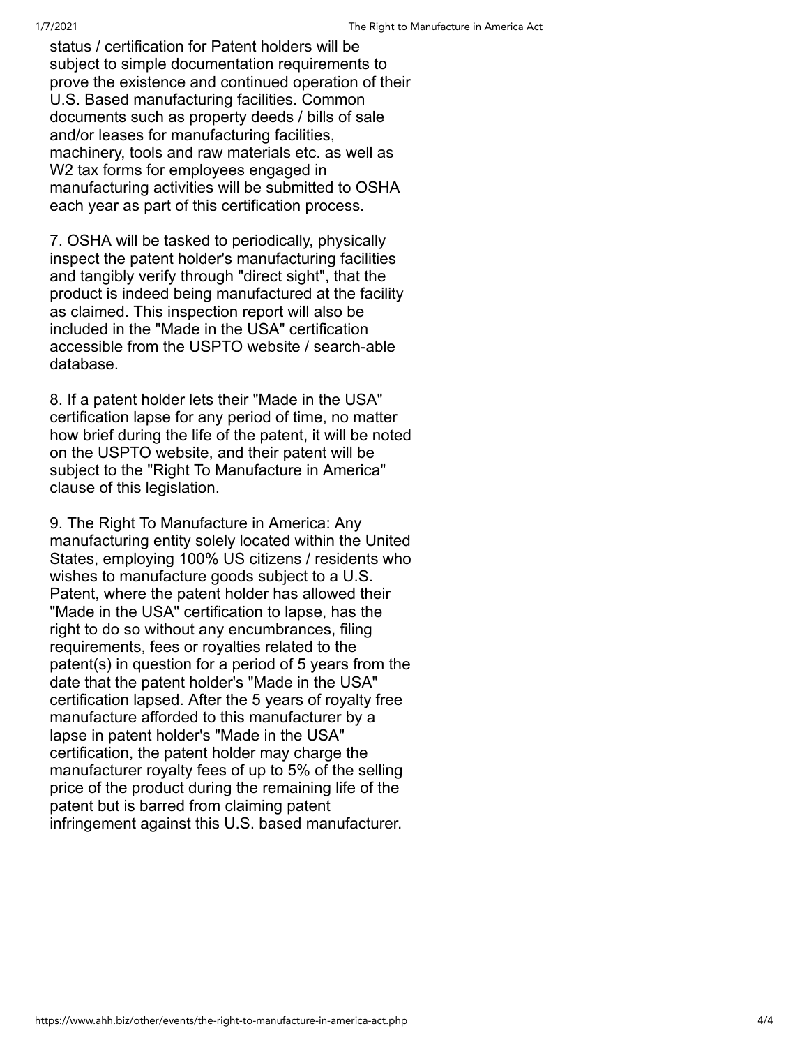status / certification for Patent holders will be subject to simple documentation requirements to prove the existence and continued operation of their U.S. Based manufacturing facilities. Common documents such as property deeds / bills of sale and/or leases for manufacturing facilities, machinery, tools and raw materials etc. as well as W2 tax forms for employees engaged in manufacturing activities will be submitted to OSHA each year as part of this certification process.

7. OSHA will be tasked to periodically, physically inspect the patent holder's manufacturing facilities and tangibly verify through "direct sight", that the product is indeed being manufactured at the facility as claimed. This inspection report will also be included in the "Made in the USA" certification accessible from the USPTO website / search-able database.

8. If a patent holder lets their "Made in the USA" certification lapse for any period of time, no matter how brief during the life of the patent, it will be noted on the USPTO website, and their patent will be subject to the "Right To Manufacture in America" clause of this legislation.

9. The Right To Manufacture in America: Any manufacturing entity solely located within the United States, employing 100% US citizens / residents who wishes to manufacture goods subject to a U.S. Patent, where the patent holder has allowed their "Made in the USA" certification to lapse, has the right to do so without any encumbrances, filing requirements, fees or royalties related to the patent(s) in question for a period of 5 years from the date that the patent holder's "Made in the USA" certification lapsed. After the 5 years of royalty free manufacture afforded to this manufacturer by a lapse in patent holder's "Made in the USA" certification, the patent holder may charge the manufacturer royalty fees of up to 5% of the selling price of the product during the remaining life of the patent but is barred from claiming patent infringement against this U.S. based manufacturer.